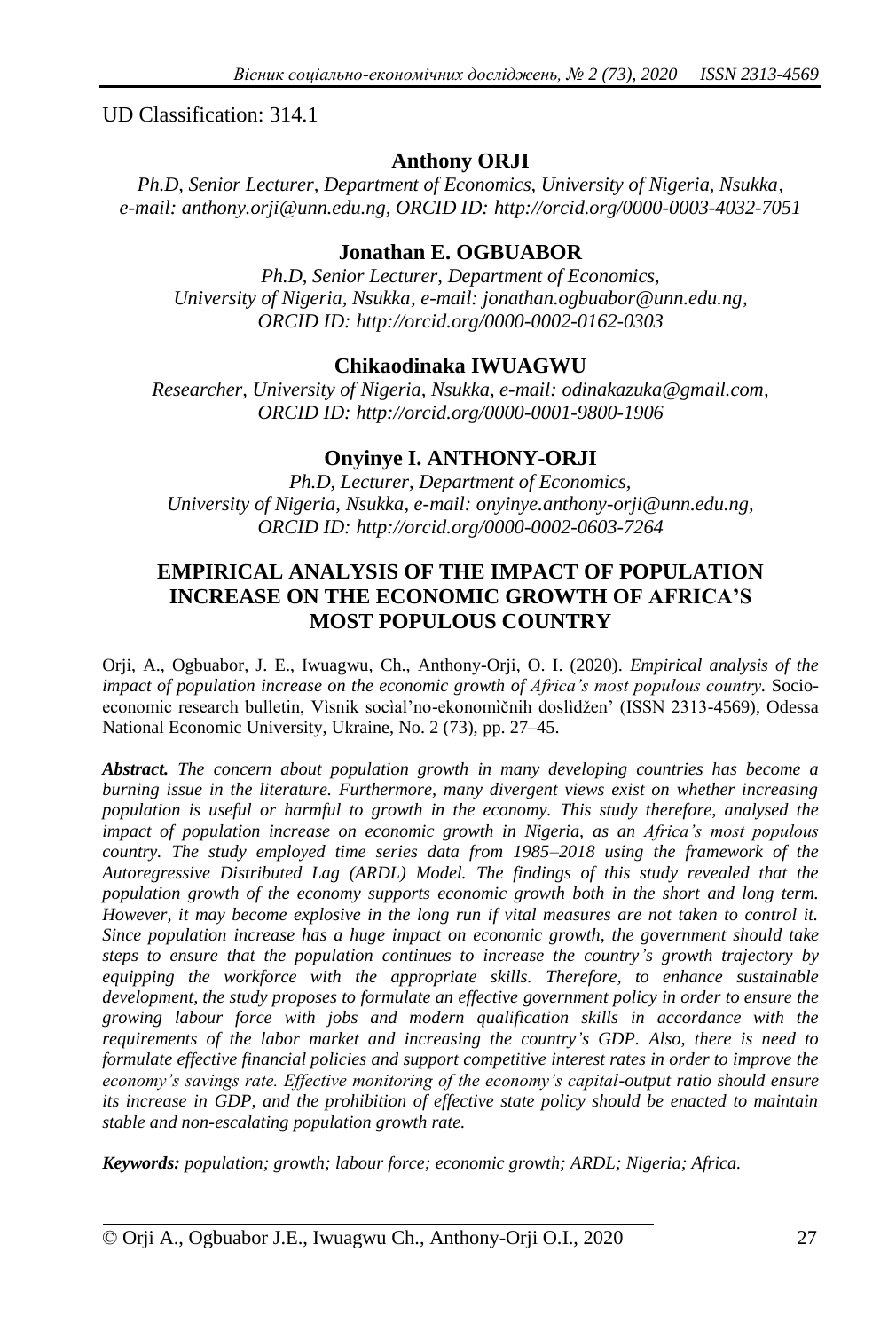UD Classification: 314.1

**Anthony ORJI**

*Ph.D, Senior Lecturer, Department of Economics, University of Nigeria, Nsukka, e-mail: anthony.orji@unn.edu.ng, ORCID ID: http://orcid.org/0000-0003-4032-7051*

**Jonathan E. OGBUABOR**

*Ph.D, Senior Lecturer, Department of Economics, University of Nigeria, Nsukka, e-mail: jonathan.ogbuabor@unn.edu.ng, ORCID ID: http://orcid.org/0000-0002-0162-0303*

**Chikaodinaka IWUAGWU**

*Researcher, University of Nigeria, Nsukka, e-mail: odinakazuka@gmail.com, ORCID ID: http://orcid.org/0000-0001-9800-1906*

**Onyinye I. ANTHONY-ORJI**

*Ph.D, Lecturer, Department of Economics, University of Nigeria, Nsukka, e-mail: onyinye.anthony-orji@unn.edu.ng, ORCID ID: http://orcid.org/0000-0002-0603-7264*

# EMPIRICAL ANALYSIS OF THE IMPACT OF POPULATION INCREASE ON THE ECONOMIC GROWTH OF AFRICA'S MOST POPULOUS COUNTRY

Orji, A., Ogbuabor, J. E., Iwuagwu, Ch., Anthony-Orji, O. I. (2020). *Empirical analysis of the impact of population increase on the economic growth of Africa's most populous country.* Socio-economic research bulletin, Vìsnik socìal'no-ekonomìčnih doslìdžen' (ISSN 2313-4569), Odessa National Economic University, Ukraine, No. 2 (73), pp. 27–45.

***Abstract.*** *The concern about population growth in many developing countries has become a burning issue in the literature. Furthermore, many divergent views exist on whether increasing population is useful or harmful to growth in the economy. This study therefore, analysed the impact of population increase on economic growth in Nigeria, as an Africa's most populous country. The study employed time series data from 1985–2018 using the framework of the Autoregressive Distributed Lag (ARDL) Model. The findings of this study revealed that the population growth of the economy supports economic growth both in the short and long term. However, it may become explosive in the long run if vital measures are not taken to control it. Since population increase has a huge impact on economic growth, the government should take steps to ensure that the population continues to increase the country's growth trajectory by equipping the workforce with the appropriate skills. Therefore, to enhance sustainable development, the study proposes to formulate an effective government policy in order to ensure the growing labour force with jobs and modern qualification skills in accordance with the requirements of the labor market and increasing the country's GDP. Also, there is need to formulate effective financial policies and support competitive interest rates in order to improve the economy's savings rate. Effective monitoring of the economy's capital-output ratio should ensure its increase in GDP, and the prohibition of effective state policy should be enacted to maintain stable and non-escalating population growth rate.*

***Keywords:*** *population; growth; labour force; economic growth; ARDL; Nigeria; Africa.*

© Orji A., Ogbuabor J.E., Iwuagwu Ch., Anthony-Orji O.I., 2020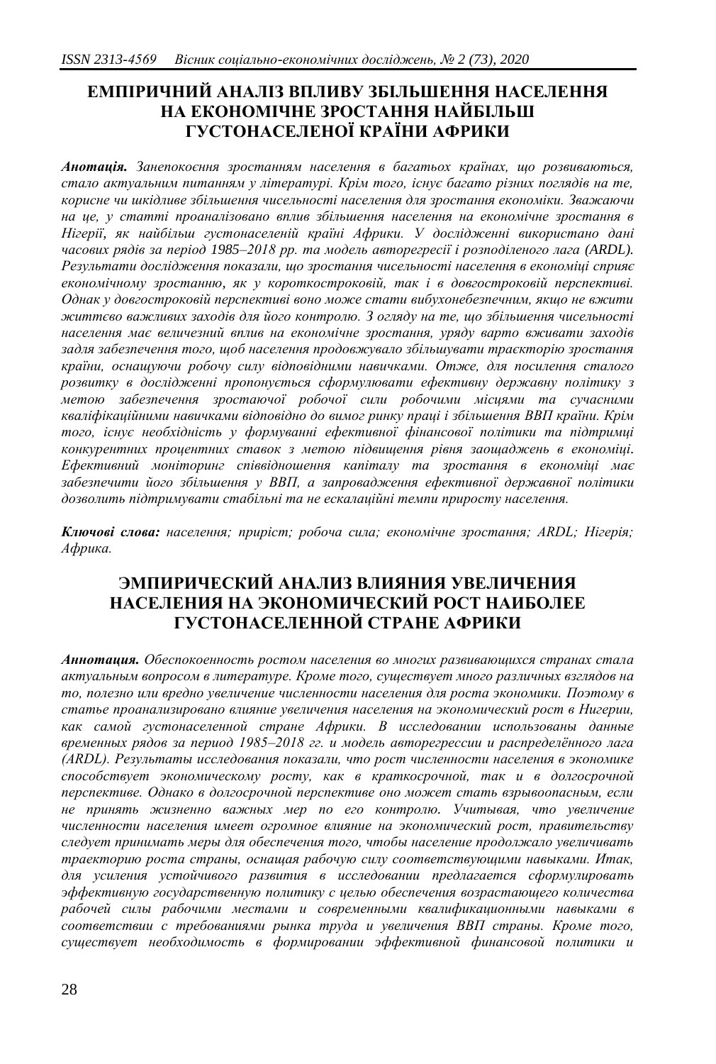# ЕМПІРИЧНИЙ АНАЛІЗ ВПЛИВУ ЗБІЛЬШЕННЯ НАСЕЛЕННЯ НА ЕКОНОМІЧНЕ ЗРОСТАННЯ НАЙБІЛЬШ ГУСТОНАСЕЛЕНОЇ КРАЇНИ АФРИКИ

***Анотація.*** *Занепокоєння зростанням населення в багатьох країнах, що розвиваються, стало актуальним питанням у літературі. Крім того, існує багато різних поглядів на те, корисне чи шкідливе збільшення чисельності населення для зростання економіки. Зважаючи на це, у статті проаналізовано вплив збільшення населення на економічне зростання в Нігерії, як найбільш густонаселеній країні Африки. У дослідженні використано дані часових рядів за період 1985–2018 рр. та модель авторегресії і розподіленого лага (ARDL). Результати дослідження показали, що зростання чисельності населення в економіці сприяє економічному зростанню, як у короткостроковій, так і в довгостроковій перспективі. Однак у довгостроковій перспективі воно може стати вибухонебезпечним, якщо не вжити життєво важливих заходів для його контролю. З огляду на те, що збільшення чисельності населення має величезний вплив на економічне зростання, уряду варто вживати заходів задля забезпечення того, щоб населення продовжувало збільшувати траєкторію зростання країни, оснащуючи робочу силу відповідними навичками. Отже, для посилення сталого розвитку в дослідженні пропонується сформулювати ефективну державну політику з метою забезпечення зростаючої робочої сили робочими місцями та сучасними кваліфікаційними навичками відповідно до вимог ринку праці і збільшення ВВП країни. Крім того, існує необхідність у формуванні ефективної фінансової політики та підтримці конкурентних процентних ставок з метою підвищення рівня заощаджень в економіці. Ефективний моніторинг співвідношення капіталу та зростання в економіці має забезпечити його збільшення у ВВП, а запровадження ефективної державної політики дозволить підтримувати стабільні та не ескалаційні темпи приросту населення.*

***Ключові слова:*** *населення; приріст; робоча сила; економічне зростання; ARDL; Нігерія; Африка.*

# ЭМПИРИЧЕСКИЙ АНАЛИЗ ВЛИЯНИЯ УВЕЛИЧЕНИЯ НАСЕЛЕНИЯ НА ЭКОНОМИЧЕСКИЙ РОСТ НАИБОЛЕЕ ГУСТОНАСЕЛЕННОЙ СТРАНЕ АФРИКИ

***Аннотация.*** *Обеспокоенность ростом населения во многих развивающихся странах стала актуальным вопросом в литературе. Кроме того, существует много различных взглядов на то, полезно или вредно увеличение численности населения для роста экономики. Поэтому в статье проанализировано влияние увеличения населения на экономический рост в Нигерии, как самой густонаселенной стране Африки. В исследовании использованы данные временных рядов за период 1985–2018 гг. и модель авторегрессии и распределённого лага (ARDL). Результаты исследования показали, что рост численности населения в экономике способствует экономическому росту, как в краткосрочной, так и в долгосрочной перспективе. Однако в долгосрочной перспективе оно может стать взрывоопасным, если не принять жизненно важных мер по его контролю. Учитывая, что увеличение численности населения имеет огромное влияние на экономический рост, правительству следует принимать меры для обеспечения того, чтобы население продолжало увеличивать траекторию роста страны, оснащая рабочую силу соответствующими навыками. Итак, для усиления устойчивого развития в исследовании предлагается сформулировать эффективную государственную политику с целью обеспечения возрастающего количества рабочей силы рабочими местами и современными квалификационными навыками в соответствии с требованиями рынка труда и увеличения ВВП страны. Кроме того, существует необходимость в формировании эффективной финансовой политики и*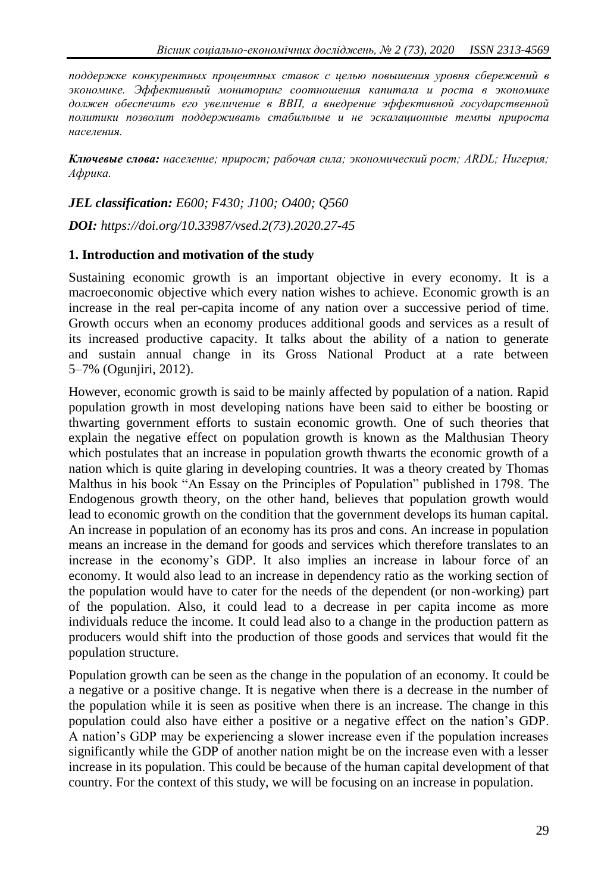*поддержке конкурентных процентных ставок с целью повышения уровня сбережений в экономике. Эффективный мониторинг соотношения капитала и роста в экономике должен обеспечить его увеличение в ВВП, а внедрение эффективной государственной политики позволит поддерживать стабильные и не эскалационные темпы прироста населения.*

***Ключевые слова:*** *население; прирост; рабочая сила; экономический рост; ARDL; Нигерия; Африка.*

***JEL classification:*** *E600; F430; J100; O400; Q560*

***DOI:*** *https://doi.org/10.33987/vsed.2(73).2020.27-45*

## 1. Introduction and motivation of the study

Sustaining economic growth is an important objective in every economy. It is a macroeconomic objective which every nation wishes to achieve. Economic growth is an increase in the real per-capita income of any nation over a successive period of time. Growth occurs when an economy produces additional goods and services as a result of its increased productive capacity. It talks about the ability of a nation to generate and sustain annual change in its Gross National Product at a rate between 5–7% (Ogunjiri, 2012).

However, economic growth is said to be mainly affected by population of a nation. Rapid population growth in most developing nations have been said to either be boosting or thwarting government efforts to sustain economic growth. One of such theories that explain the negative effect on population growth is known as the Malthusian Theory which postulates that an increase in population growth thwarts the economic growth of a nation which is quite glaring in developing countries. It was a theory created by Thomas Malthus in his book "An Essay on the Principles of Population" published in 1798. The Endogenous growth theory, on the other hand, believes that population growth would lead to economic growth on the condition that the government develops its human capital. An increase in population of an economy has its pros and cons. An increase in population means an increase in the demand for goods and services which therefore translates to an increase in the economy's GDP. It also implies an increase in labour force of an economy. It would also lead to an increase in dependency ratio as the working section of the population would have to cater for the needs of the dependent (or non-working) part of the population. Also, it could lead to a decrease in per capita income as more individuals reduce the income. It could lead also to a change in the production pattern as producers would shift into the production of those goods and services that would fit the population structure.

Population growth can be seen as the change in the population of an economy. It could be a negative or a positive change. It is negative when there is a decrease in the number of the population while it is seen as positive when there is an increase. The change in this population could also have either a positive or a negative effect on the nation's GDP. A nation's GDP may be experiencing a slower increase even if the population increases significantly while the GDP of another nation might be on the increase even with a lesser increase in its population. This could be because of the human capital development of that country. For the context of this study, we will be focusing on an increase in population.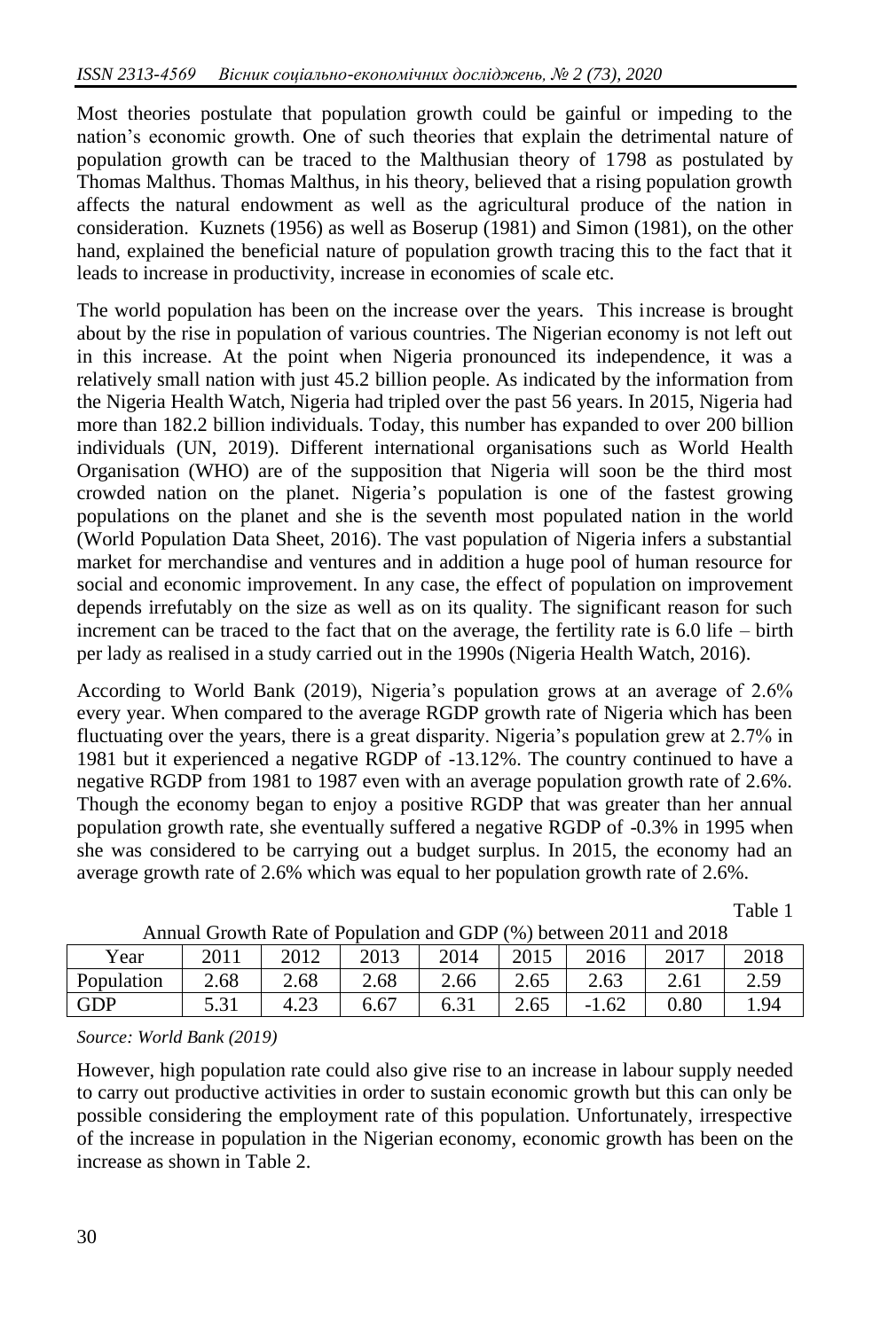Most theories postulate that population growth could be gainful or impeding to the nation's economic growth. One of such theories that explain the detrimental nature of population growth can be traced to the Malthusian theory of 1798 as postulated by Thomas Malthus. Thomas Malthus, in his theory, believed that a rising population growth affects the natural endowment as well as the agricultural produce of the nation in consideration. Kuznets (1956) as well as Boserup (1981) and Simon (1981), on the other hand, explained the beneficial nature of population growth tracing this to the fact that it leads to increase in productivity, increase in economies of scale etc.

The world population has been on the increase over the years. This increase is brought about by the rise in population of various countries. The Nigerian economy is not left out in this increase. At the point when Nigeria pronounced its independence, it was a relatively small nation with just 45.2 billion people. As indicated by the information from the Nigeria Health Watch, Nigeria had tripled over the past 56 years. In 2015, Nigeria had more than 182.2 billion individuals. Today, this number has expanded to over 200 billion individuals (UN, 2019). Different international organisations such as World Health Organisation (WHO) are of the supposition that Nigeria will soon be the third most crowded nation on the planet. Nigeria's population is one of the fastest growing populations on the planet and she is the seventh most populated nation in the world (World Population Data Sheet, 2016). The vast population of Nigeria infers a substantial market for merchandise and ventures and in addition a huge pool of human resource for social and economic improvement. In any case, the effect of population on improvement depends irrefutably on the size as well as on its quality. The significant reason for such increment can be traced to the fact that on the average, the fertility rate is 6.0 life – birth per lady as realised in a study carried out in the 1990s (Nigeria Health Watch, 2016).

According to World Bank (2019), Nigeria's population grows at an average of 2.6% every year. When compared to the average RGDP growth rate of Nigeria which has been fluctuating over the years, there is a great disparity. Nigeria's population grew at 2.7% in 1981 but it experienced a negative RGDP of -13.12%. The country continued to have a negative RGDP from 1981 to 1987 even with an average population growth rate of 2.6%. Though the economy began to enjoy a positive RGDP that was greater than her annual population growth rate, she eventually suffered a negative RGDP of -0.3% in 1995 when she was considered to be carrying out a budget surplus. In 2015, the economy had an average growth rate of 2.6% which was equal to her population growth rate of 2.6%.

Table 1

Annual Growth Rate of Population and GDP (%) between 2011 and 2018

| Year | 2011 | 2012 | 2013 | 2014 | 2015 | 2016 | 2017 | 2018 |
|---|---|---|---|---|---|---|---|---|
| Population | 2.68 | 2.68 | 2.68 | 2.66 | 2.65 | 2.63 | 2.61 | 2.59 |
| GDP | 5.31 | 4.23 | 6.67 | 6.31 | 2.65 | -1.62 | 0.80 | 1.94 |

*Source: World Bank (2019)*

However, high population rate could also give rise to an increase in labour supply needed to carry out productive activities in order to sustain economic growth but this can only be possible considering the employment rate of this population. Unfortunately, irrespective of the increase in population in the Nigerian economy, economic growth has been on the increase as shown in Table 2.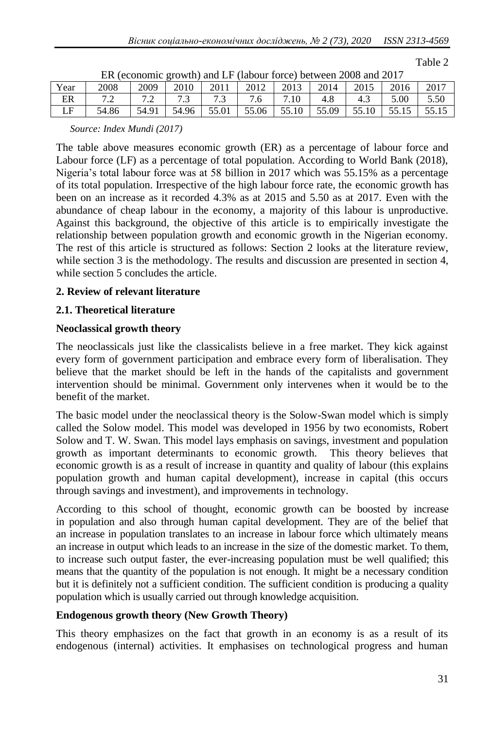Table 2

ER (economic growth) and LF (labour force) between 2008 and 2017

| Year | 2008 | 2009 | 2010 | 2011 | 2012 | 2013 | 2014 | 2015 | 2016 | 2017 |
|---|---|---|---|---|---|---|---|---|---|---|
| ER | 7.2 | 7.2 | 7.3 | 7.3 | 7.6 | 7.10 | 4.8 | 4.3 | 5.00 | 5.50 |
| LF | 54.86 | 54.91 | 54.96 | 55.01 | 55.06 | 55.10 | 55.09 | 55.10 | 55.15 | 55.15 |

*Source: Index Mundi (2017)*

The table above measures economic growth (ER) as a percentage of labour force and Labour force (LF) as a percentage of total population. According to World Bank (2018), Nigeria's total labour force was at 58 billion in 2017 which was 55.15% as a percentage of its total population. Irrespective of the high labour force rate, the economic growth has been on an increase as it recorded 4.3% as at 2015 and 5.50 as at 2017. Even with the abundance of cheap labour in the economy, a majority of this labour is unproductive. Against this background, the objective of this article is to empirically investigate the relationship between population growth and economic growth in the Nigerian economy. The rest of this article is structured as follows: Section 2 looks at the literature review, while section 3 is the methodology. The results and discussion are presented in section 4, while section 5 concludes the article.

## 2. Review of relevant literature

### 2.1. Theoretical literature

**Neoclassical growth theory**

The neoclassicals just like the classicalists believe in a free market. They kick against every form of government participation and embrace every form of liberalisation. They believe that the market should be left in the hands of the capitalists and government intervention should be minimal. Government only intervenes when it would be to the benefit of the market.

The basic model under the neoclassical theory is the Solow-Swan model which is simply called the Solow model. This model was developed in 1956 by two economists, Robert Solow and T. W. Swan. This model lays emphasis on savings, investment and population growth as important determinants to economic growth. This theory believes that economic growth is as a result of increase in quantity and quality of labour (this explains population growth and human capital development), increase in capital (this occurs through savings and investment), and improvements in technology.

According to this school of thought, economic growth can be boosted by increase in population and also through human capital development. They are of the belief that an increase in population translates to an increase in labour force which ultimately means an increase in output which leads to an increase in the size of the domestic market. To them, to increase such output faster, the ever-increasing population must be well qualified; this means that the quantity of the population is not enough. It might be a necessary condition but it is definitely not a sufficient condition. The sufficient condition is producing a quality population which is usually carried out through knowledge acquisition.

**Endogenous growth theory (New Growth Theory)**

This theory emphasizes on the fact that growth in an economy is as a result of its endogenous (internal) activities. It emphasises on technological progress and human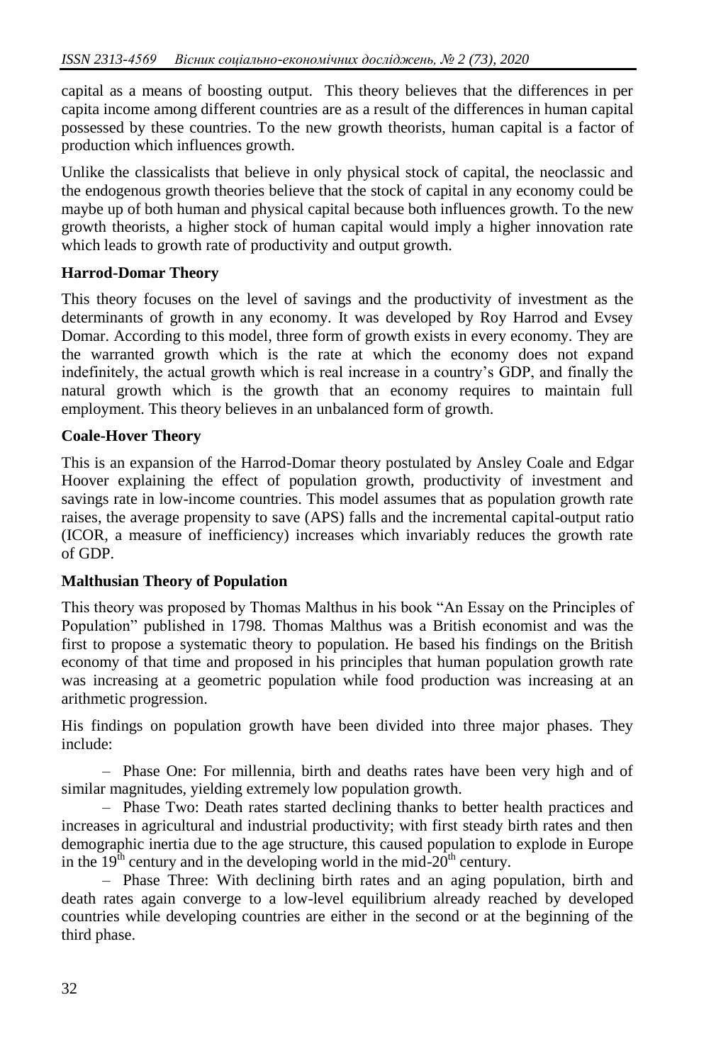capital as a means of boosting output. This theory believes that the differences in per capita income among different countries are as a result of the differences in human capital possessed by these countries. To the new growth theorists, human capital is a factor of production which influences growth.

Unlike the classicalists that believe in only physical stock of capital, the neoclassic and the endogenous growth theories believe that the stock of capital in any economy could be maybe up of both human and physical capital because both influences growth. To the new growth theorists, a higher stock of human capital would imply a higher innovation rate which leads to growth rate of productivity and output growth.

**Harrod-Domar Theory**

This theory focuses on the level of savings and the productivity of investment as the determinants of growth in any economy. It was developed by Roy Harrod and Evsey Domar. According to this model, three form of growth exists in every economy. They are the warranted growth which is the rate at which the economy does not expand indefinitely, the actual growth which is real increase in a country's GDP, and finally the natural growth which is the growth that an economy requires to maintain full employment. This theory believes in an unbalanced form of growth.

**Coale-Hover Theory**

This is an expansion of the Harrod-Domar theory postulated by Ansley Coale and Edgar Hoover explaining the effect of population growth, productivity of investment and savings rate in low-income countries. This model assumes that as population growth rate raises, the average propensity to save (APS) falls and the incremental capital-output ratio (ICOR, a measure of inefficiency) increases which invariably reduces the growth rate of GDP.

**Malthusian Theory of Population**

This theory was proposed by Thomas Malthus in his book "An Essay on the Principles of Population" published in 1798. Thomas Malthus was a British economist and was the first to propose a systematic theory to population. He based his findings on the British economy of that time and proposed in his principles that human population growth rate was increasing at a geometric population while food production was increasing at an arithmetic progression.

His findings on population growth have been divided into three major phases. They include:

– Phase One: For millennia, birth and deaths rates have been very high and of similar magnitudes, yielding extremely low population growth.

– Phase Two: Death rates started declining thanks to better health practices and increases in agricultural and industrial productivity; with first steady birth rates and then demographic inertia due to the age structure, this caused population to explode in Europe in the 19th century and in the developing world in the mid-20th century.

– Phase Three: With declining birth rates and an aging population, birth and death rates again converge to a low-level equilibrium already reached by developed countries while developing countries are either in the second or at the beginning of the third phase.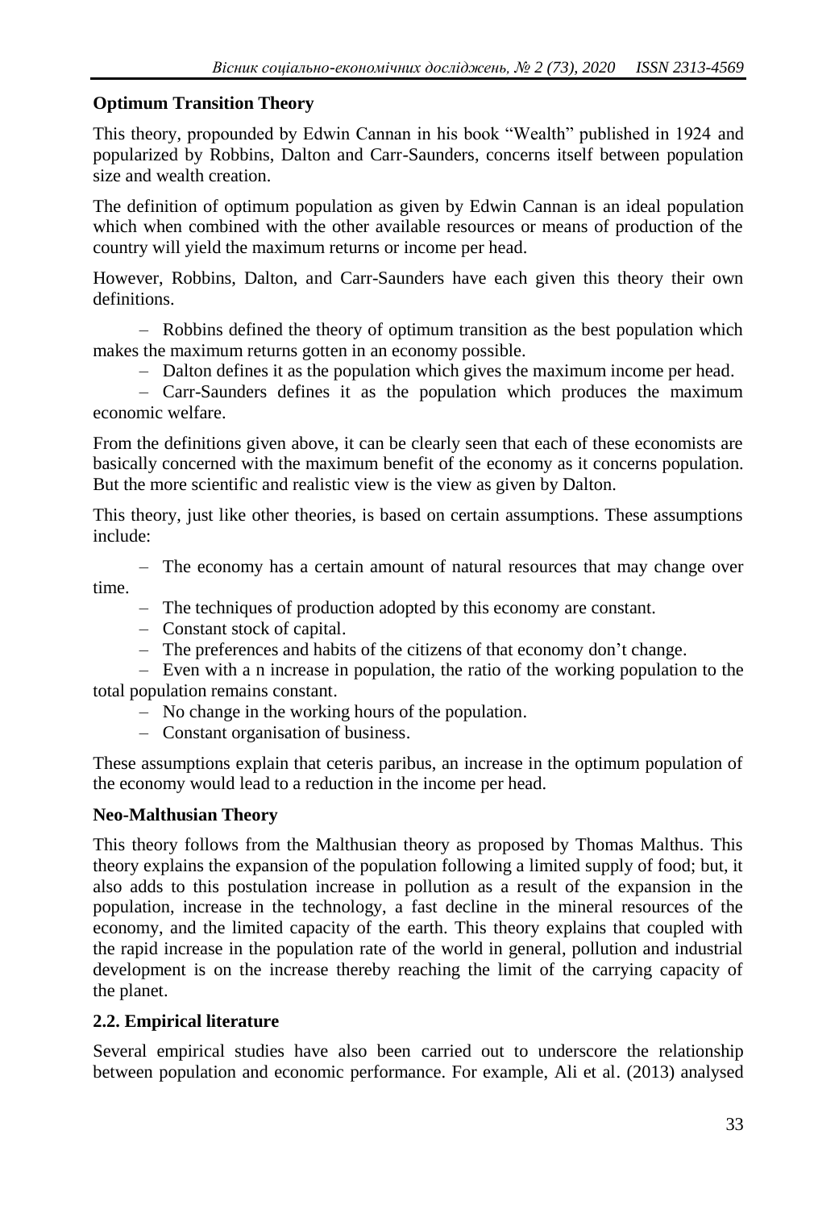**Optimum Transition Theory**

This theory, propounded by Edwin Cannan in his book "Wealth" published in 1924 and popularized by Robbins, Dalton and Carr-Saunders, concerns itself between population size and wealth creation.

The definition of optimum population as given by Edwin Cannan is an ideal population which when combined with the other available resources or means of production of the country will yield the maximum returns or income per head.

However, Robbins, Dalton, and Carr-Saunders have each given this theory their own definitions.

- Robbins defined the theory of optimum transition as the best population which makes the maximum returns gotten in an economy possible.
- Dalton defines it as the population which gives the maximum income per head.
- Carr-Saunders defines it as the population which produces the maximum economic welfare.

From the definitions given above, it can be clearly seen that each of these economists are basically concerned with the maximum benefit of the economy as it concerns population. But the more scientific and realistic view is the view as given by Dalton.

This theory, just like other theories, is based on certain assumptions. These assumptions include:

- The economy has a certain amount of natural resources that may change over time.
- The techniques of production adopted by this economy are constant.
- Constant stock of capital.
- The preferences and habits of the citizens of that economy don't change.
- Even with a n increase in population, the ratio of the working population to the total population remains constant.
- No change in the working hours of the population.
- Constant organisation of business.

These assumptions explain that ceteris paribus, an increase in the optimum population of the economy would lead to a reduction in the income per head.

**Neo-Malthusian Theory**

This theory follows from the Malthusian theory as proposed by Thomas Malthus. This theory explains the expansion of the population following a limited supply of food; but, it also adds to this postulation increase in pollution as a result of the expansion in the population, increase in the technology, a fast decline in the mineral resources of the economy, and the limited capacity of the earth. This theory explains that coupled with the rapid increase in the population rate of the world in general, pollution and industrial development is on the increase thereby reaching the limit of the carrying capacity of the planet.

### 2.2. Empirical literature

Several empirical studies have also been carried out to underscore the relationship between population and economic performance. For example, Ali et al. (2013) analysed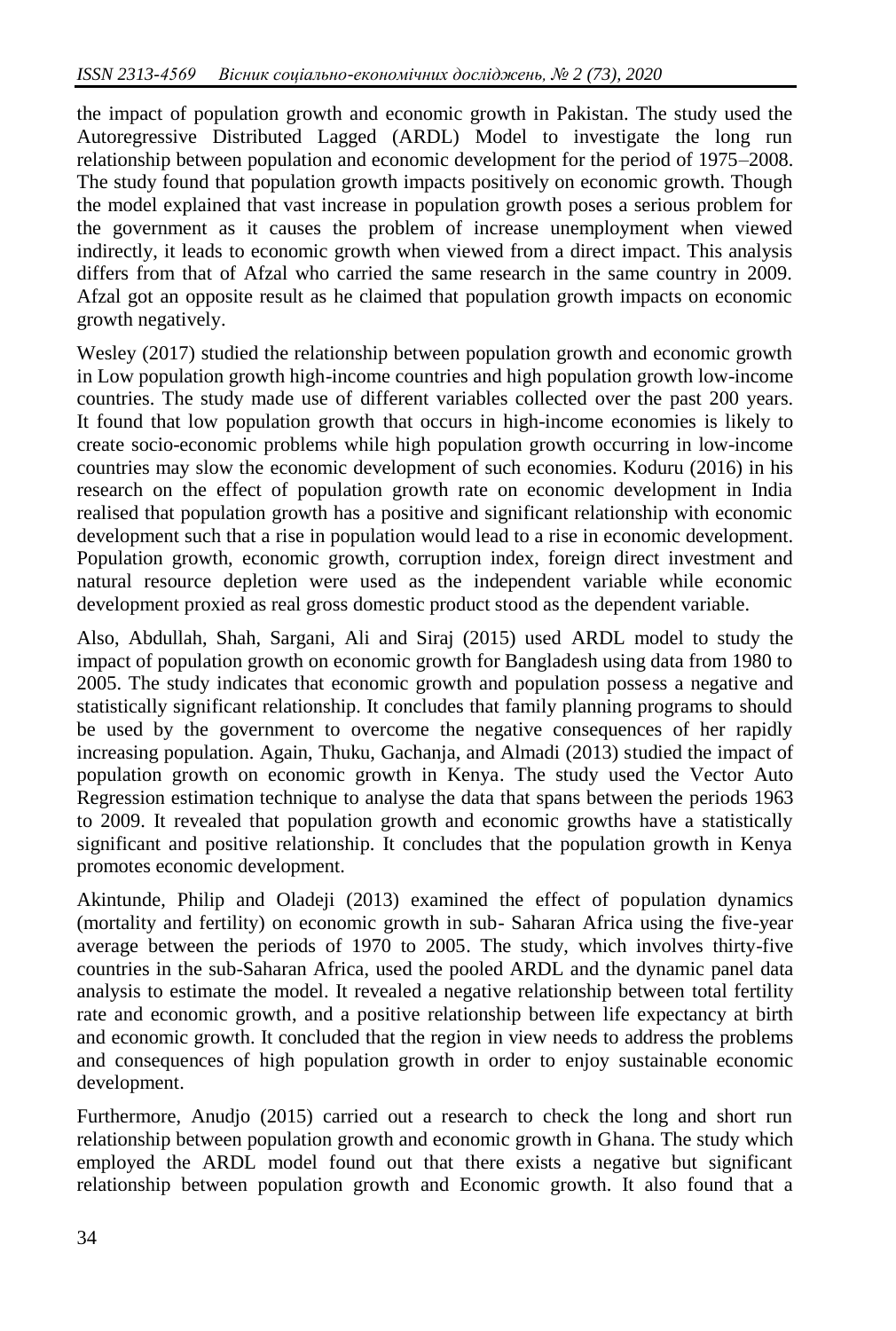the impact of population growth and economic growth in Pakistan. The study used the Autoregressive Distributed Lagged (ARDL) Model to investigate the long run relationship between population and economic development for the period of 1975–2008. The study found that population growth impacts positively on economic growth. Though the model explained that vast increase in population growth poses a serious problem for the government as it causes the problem of increase unemployment when viewed indirectly, it leads to economic growth when viewed from a direct impact. This analysis differs from that of Afzal who carried the same research in the same country in 2009. Afzal got an opposite result as he claimed that population growth impacts on economic growth negatively.

Wesley (2017) studied the relationship between population growth and economic growth in Low population growth high-income countries and high population growth low-income countries. The study made use of different variables collected over the past 200 years. It found that low population growth that occurs in high-income economies is likely to create socio-economic problems while high population growth occurring in low-income countries may slow the economic development of such economies. Koduru (2016) in his research on the effect of population growth rate on economic development in India realised that population growth has a positive and significant relationship with economic development such that a rise in population would lead to a rise in economic development. Population growth, economic growth, corruption index, foreign direct investment and natural resource depletion were used as the independent variable while economic development proxied as real gross domestic product stood as the dependent variable.

Also, Abdullah, Shah, Sargani, Ali and Siraj (2015) used ARDL model to study the impact of population growth on economic growth for Bangladesh using data from 1980 to 2005. The study indicates that economic growth and population possess a negative and statistically significant relationship. It concludes that family planning programs to should be used by the government to overcome the negative consequences of her rapidly increasing population. Again, Thuku, Gachanja, and Almadi (2013) studied the impact of population growth on economic growth in Kenya. The study used the Vector Auto Regression estimation technique to analyse the data that spans between the periods 1963 to 2009. It revealed that population growth and economic growths have a statistically significant and positive relationship. It concludes that the population growth in Kenya promotes economic development.

Akintunde, Philip and Oladeji (2013) examined the effect of population dynamics (mortality and fertility) on economic growth in sub- Saharan Africa using the five-year average between the periods of 1970 to 2005. The study, which involves thirty-five countries in the sub-Saharan Africa, used the pooled ARDL and the dynamic panel data analysis to estimate the model. It revealed a negative relationship between total fertility rate and economic growth, and a positive relationship between life expectancy at birth and economic growth. It concluded that the region in view needs to address the problems and consequences of high population growth in order to enjoy sustainable economic development.

Furthermore, Anudjo (2015) carried out a research to check the long and short run relationship between population growth and economic growth in Ghana. The study which employed the ARDL model found out that there exists a negative but significant relationship between population growth and Economic growth. It also found that a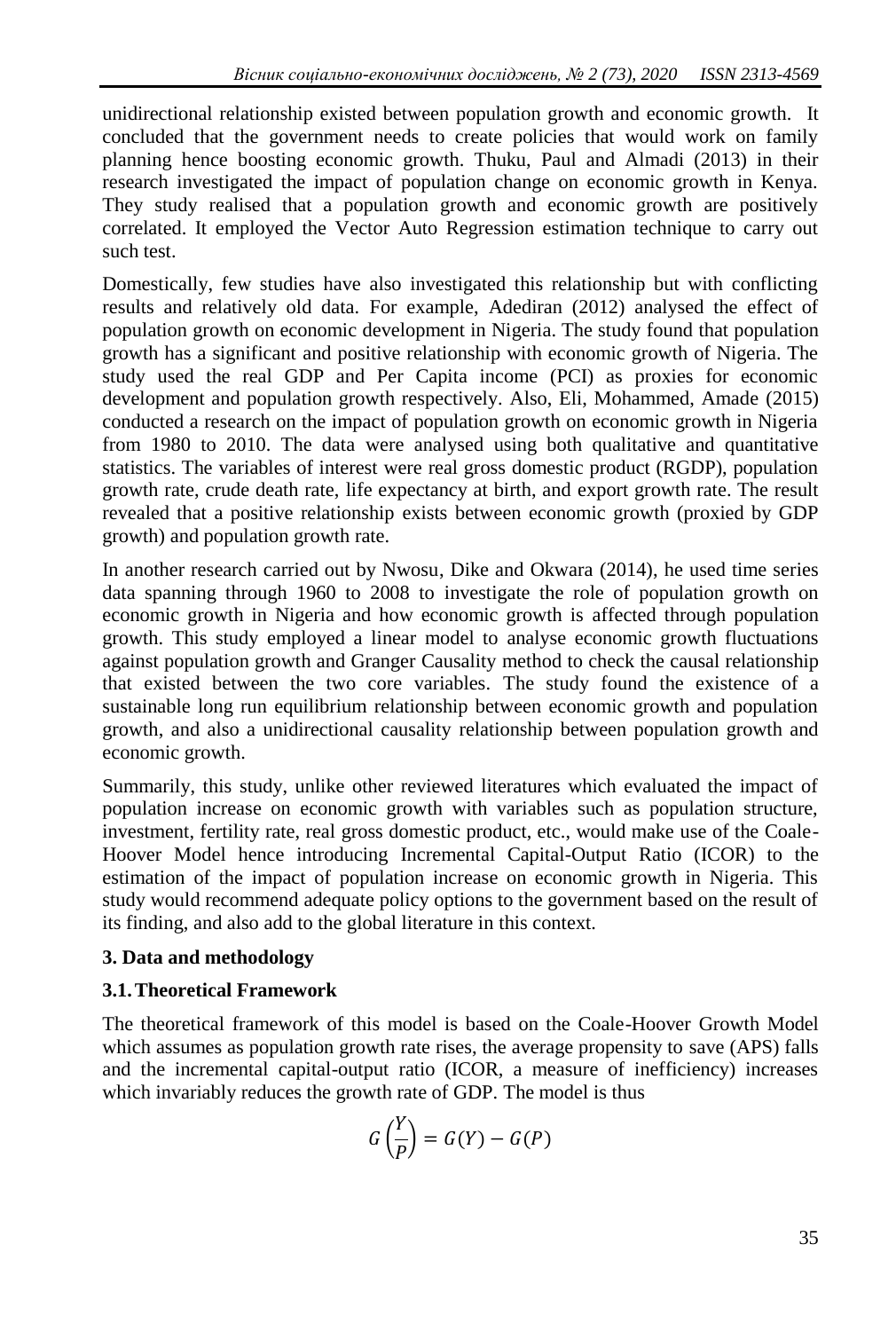unidirectional relationship existed between population growth and economic growth. It concluded that the government needs to create policies that would work on family planning hence boosting economic growth. Thuku, Paul and Almadi (2013) in their research investigated the impact of population change on economic growth in Kenya. They study realised that a population growth and economic growth are positively correlated. It employed the Vector Auto Regression estimation technique to carry out such test.

Domestically, few studies have also investigated this relationship but with conflicting results and relatively old data. For example, Adediran (2012) analysed the effect of population growth on economic development in Nigeria. The study found that population growth has a significant and positive relationship with economic growth of Nigeria. The study used the real GDP and Per Capita income (PCI) as proxies for economic development and population growth respectively. Also, Eli, Mohammed, Amade (2015) conducted a research on the impact of population growth on economic growth in Nigeria from 1980 to 2010. The data were analysed using both qualitative and quantitative statistics. The variables of interest were real gross domestic product (RGDP), population growth rate, crude death rate, life expectancy at birth, and export growth rate. The result revealed that a positive relationship exists between economic growth (proxied by GDP growth) and population growth rate.

In another research carried out by Nwosu, Dike and Okwara (2014), he used time series data spanning through 1960 to 2008 to investigate the role of population growth on economic growth in Nigeria and how economic growth is affected through population growth. This study employed a linear model to analyse economic growth fluctuations against population growth and Granger Causality method to check the causal relationship that existed between the two core variables. The study found the existence of a sustainable long run equilibrium relationship between economic growth and population growth, and also a unidirectional causality relationship between population growth and economic growth.

Summarily, this study, unlike other reviewed literatures which evaluated the impact of population increase on economic growth with variables such as population structure, investment, fertility rate, real gross domestic product, etc., would make use of the Coale-Hoover Model hence introducing Incremental Capital-Output Ratio (ICOR) to the estimation of the impact of population increase on economic growth in Nigeria. This study would recommend adequate policy options to the government based on the result of its finding, and also add to the global literature in this context.

## 3. Data and methodology

### 3.1. Theoretical Framework

The theoretical framework of this model is based on the Coale-Hoover Growth Model which assumes as population growth rate rises, the average propensity to save (APS) falls and the incremental capital-output ratio (ICOR, a measure of inefficiency) increases which invariably reduces the growth rate of GDP. The model is thus

$$G\left(\frac{Y}{P}\right) = G(Y) - G(P)$$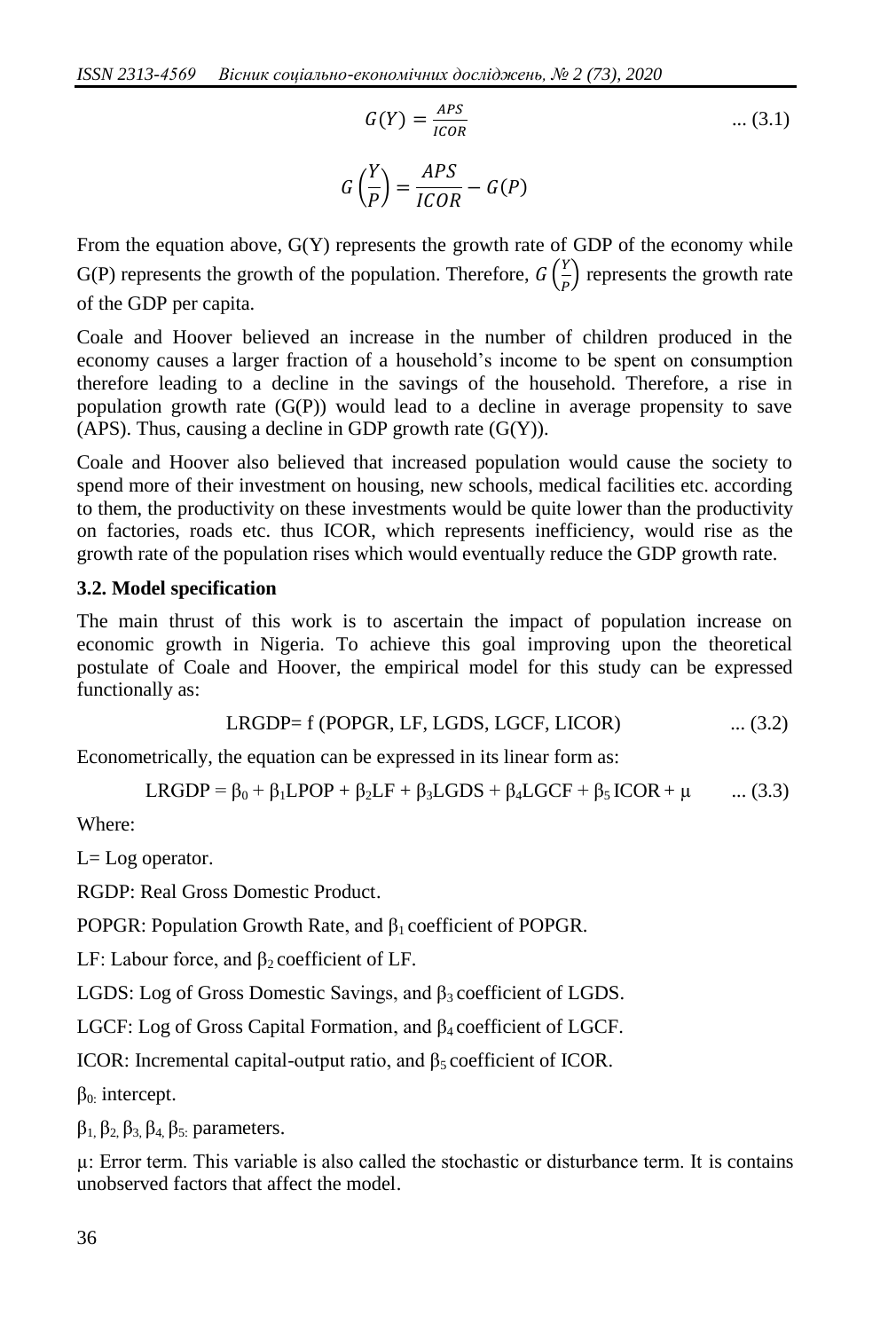$$G(Y) = \frac{APS}{ICOR} \quad \text{... (3.1)}$$

$$G\left(\frac{Y}{P}\right) = \frac{APS}{ICOR} - G(P)$$

From the equation above, G(Y) represents the growth rate of GDP of the economy while G(P) represents the growth of the population. Therefore, $G\left(\frac{Y}{P}\right)$ represents the growth rate of the GDP per capita.

Coale and Hoover believed an increase in the number of children produced in the economy causes a larger fraction of a household's income to be spent on consumption therefore leading to a decline in the savings of the household. Therefore, a rise in population growth rate (G(P)) would lead to a decline in average propensity to save (APS). Thus, causing a decline in GDP growth rate (G(Y)).

Coale and Hoover also believed that increased population would cause the society to spend more of their investment on housing, new schools, medical facilities etc. according to them, the productivity on these investments would be quite lower than the productivity on factories, roads etc. thus ICOR, which represents inefficiency, would rise as the growth rate of the population rises which would eventually reduce the GDP growth rate.

### 3.2. Model specification

The main thrust of this work is to ascertain the impact of population increase on economic growth in Nigeria. To achieve this goal improving upon the theoretical postulate of Coale and Hoover, the empirical model for this study can be expressed functionally as:

$$LRGDP = f\,(POPGR, LF, LGDS, LGCF, LICOR) \quad \text{... (3.2)}$$

Econometrically, the equation can be expressed in its linear form as:

$$LRGDP = \beta_0 + \beta_1 LPOP + \beta_2 LF + \beta_3 LGDS + \beta_4 LGCF + \beta_5\, ICOR + \mu \quad \text{... (3.3)}$$

Where:

L= Log operator.

RGDP: Real Gross Domestic Product.

POPGR: Population Growth Rate, and $\beta_1$ coefficient of POPGR.

LF: Labour force, and $\beta_2$ coefficient of LF.

LGDS: Log of Gross Domestic Savings, and $\beta_3$ coefficient of LGDS.

LGCF: Log of Gross Capital Formation, and $\beta_4$ coefficient of LGCF.

ICOR: Incremental capital-output ratio, and $\beta_5$ coefficient of ICOR.

$\beta_0$: intercept.

$\beta_1, \beta_2, \beta_3, \beta_4, \beta_5$: parameters.

μ: Error term. This variable is also called the stochastic or disturbance term. It is contains unobserved factors that affect the model.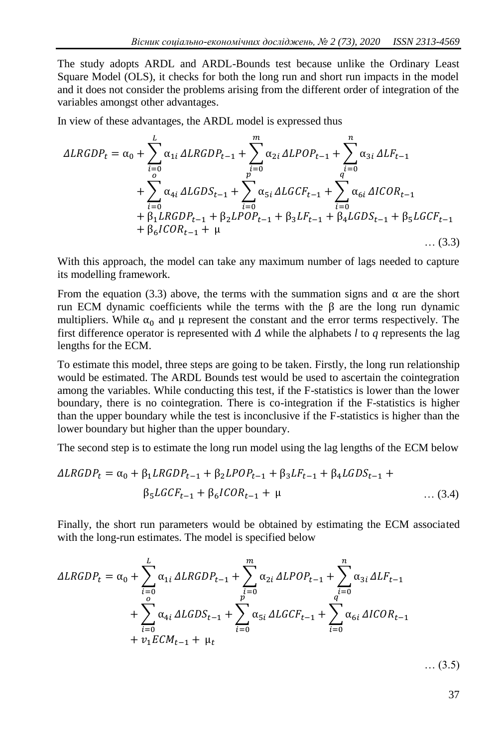The study adopts ARDL and ARDL-Bounds test because unlike the Ordinary Least Square Model (OLS), it checks for both the long run and short run impacts in the model and it does not consider the problems arising from the different order of integration of the variables amongst other advantages.

In view of these advantages, the ARDL model is expressed thus

$$
\begin{aligned}
\Delta LRGDP_t = \alpha_0 &+ \sum_{i=0}^{L} \alpha_{1i}\, \Delta LRGDP_{t-1} + \sum_{i=0}^{m} \alpha_{2i}\, \Delta LPOP_{t-1} + \sum_{i=0}^{n} \alpha_{3i}\, \Delta LF_{t-1} \\
&+ \sum_{i=0}^{o} \alpha_{4i}\, \Delta LGDS_{t-1} + \sum_{i=0}^{p} \alpha_{5i}\, \Delta LGCF_{t-1} + \sum_{i=0}^{q} \alpha_{6i}\, \Delta ICOR_{t-1} \\
&+ \beta_1 LRGDP_{t-1} + \beta_2 LPOP_{t-1} + \beta_3 LF_{t-1} + \beta_4 LGDS_{t-1} + \beta_5 LGCF_{t-1} \\
&+ \beta_6 ICOR_{t-1} + \mu
\end{aligned}
\quad \ldots (3.3)
$$

With this approach, the model can take any maximum number of lags needed to capture its modelling framework.

From the equation (3.3) above, the terms with the summation signs and $\alpha$ are the short run ECM dynamic coefficients while the terms with the $\beta$ are the long run dynamic multipliers. While $\alpha_0$ and $\mu$ represent the constant and the error terms respectively. The first difference operator is represented with $\Delta$ while the alphabets *l* to *q* represents the lag lengths for the ECM.

To estimate this model, three steps are going to be taken. Firstly, the long run relationship would be estimated. The ARDL Bounds test would be used to ascertain the cointegration among the variables. While conducting this test, if the F-statistics is lower than the lower boundary, there is no cointegration. There is co-integration if the F-statistics is higher than the upper boundary while the test is inconclusive if the F-statistics is higher than the lower boundary but higher than the upper boundary.

The second step is to estimate the long run model using the lag lengths of the ECM below

$$
\begin{aligned}
\Delta LRGDP_t = \alpha_0 + \beta_1 LRGDP_{t-1} + \beta_2 LPOP_{t-1} + \beta_3 LF_{t-1} + \beta_4 LGDS_{t-1} + \\
\beta_5 LGCF_{t-1} + \beta_6 ICOR_{t-1} + \mu
\end{aligned}
\quad \ldots (3.4)
$$

Finally, the short run parameters would be obtained by estimating the ECM associated with the long-run estimates. The model is specified below

$$
\begin{aligned}
\Delta LRGDP_t = \alpha_0 &+ \sum_{i=0}^{L} \alpha_{1i}\, \Delta LRGDP_{t-1} + \sum_{i=0}^{m} \alpha_{2i}\, \Delta LPOP_{t-1} + \sum_{i=0}^{n} \alpha_{3i}\, \Delta LF_{t-1} \\
&+ \sum_{i=0}^{o} \alpha_{4i}\, \Delta LGDS_{t-1} + \sum_{i=0}^{p} \alpha_{5i}\, \Delta LGCF_{t-1} + \sum_{i=0}^{q} \alpha_{6i}\, \Delta ICOR_{t-1} \\
&+ v_1 ECM_{t-1} + \mu_t
\end{aligned}
\quad \ldots (3.5)
$$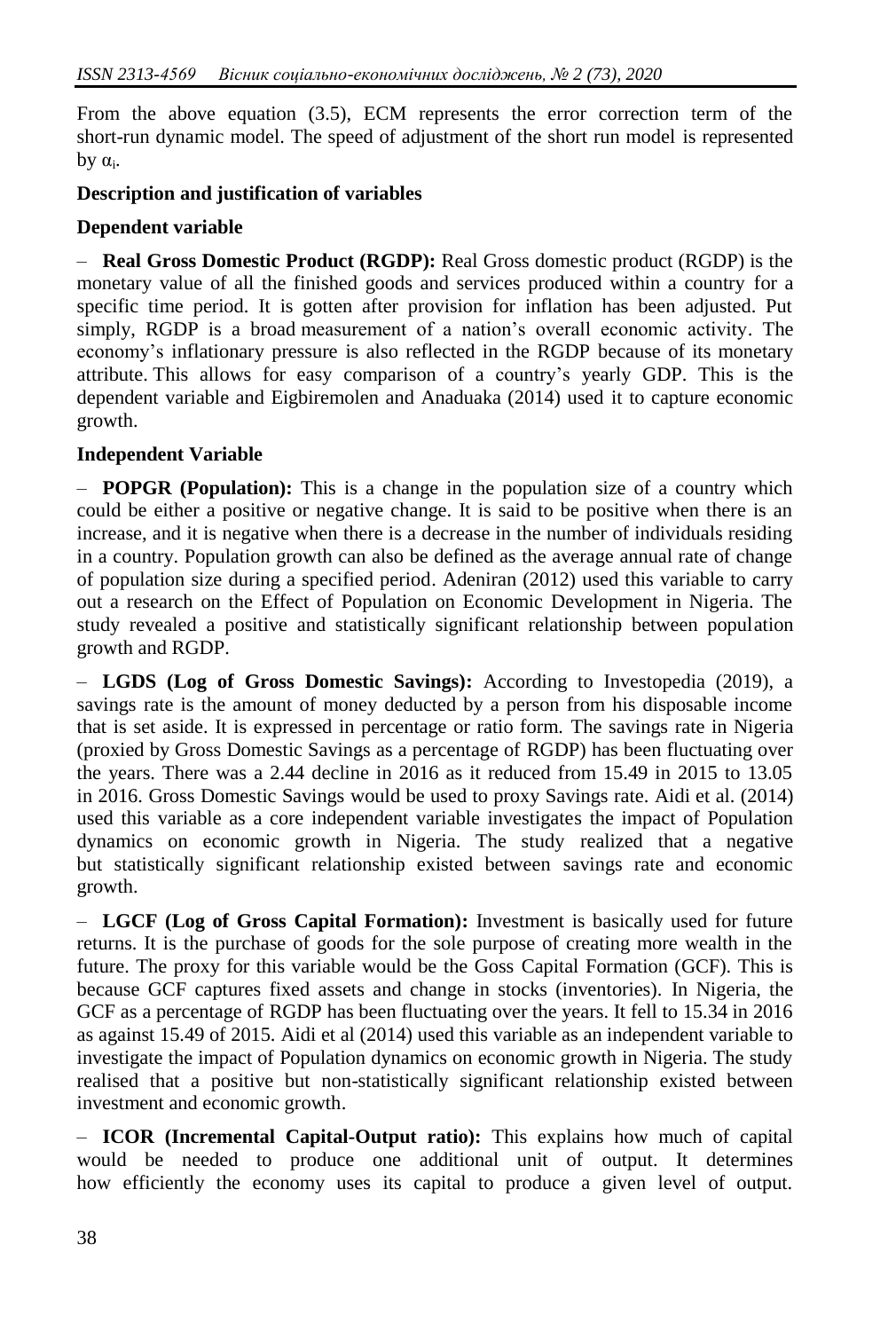From the above equation (3.5), ECM represents the error correction term of the short-run dynamic model. The speed of adjustment of the short run model is represented by $\alpha_i$.

**Description and justification of variables**

**Dependent variable**

– **Real Gross Domestic Product (RGDP):** Real Gross domestic product (RGDP) is the monetary value of all the finished goods and services produced within a country for a specific time period. It is gotten after provision for inflation has been adjusted. Put simply, RGDP is a broad measurement of a nation's overall economic activity. The economy's inflationary pressure is also reflected in the RGDP because of its monetary attribute. This allows for easy comparison of a country's yearly GDP. This is the dependent variable and Eigbiremolen and Anaduaka (2014) used it to capture economic growth.

**Independent Variable**

– **POPGR (Population):** This is a change in the population size of a country which could be either a positive or negative change. It is said to be positive when there is an increase, and it is negative when there is a decrease in the number of individuals residing in a country. Population growth can also be defined as the average annual rate of change of population size during a specified period. Adeniran (2012) used this variable to carry out a research on the Effect of Population on Economic Development in Nigeria. The study revealed a positive and statistically significant relationship between population growth and RGDP.

– **LGDS (Log of Gross Domestic Savings):** According to Investopedia (2019), a savings rate is the amount of money deducted by a person from his disposable income that is set aside. It is expressed in percentage or ratio form. The savings rate in Nigeria (proxied by Gross Domestic Savings as a percentage of RGDP) has been fluctuating over the years. There was a 2.44 decline in 2016 as it reduced from 15.49 in 2015 to 13.05 in 2016. Gross Domestic Savings would be used to proxy Savings rate. Aidi et al. (2014) used this variable as a core independent variable investigates the impact of Population dynamics on economic growth in Nigeria. The study realized that a negative but statistically significant relationship existed between savings rate and economic growth.

– **LGCF (Log of Gross Capital Formation):** Investment is basically used for future returns. It is the purchase of goods for the sole purpose of creating more wealth in the future. The proxy for this variable would be the Goss Capital Formation (GCF). This is because GCF captures fixed assets and change in stocks (inventories). In Nigeria, the GCF as a percentage of RGDP has been fluctuating over the years. It fell to 15.34 in 2016 as against 15.49 of 2015. Aidi et al (2014) used this variable as an independent variable to investigate the impact of Population dynamics on economic growth in Nigeria. The study realised that a positive but non-statistically significant relationship existed between investment and economic growth.

– **ICOR (Incremental Capital-Output ratio):** This explains how much of capital would be needed to produce one additional unit of output. It determines how efficiently the economy uses its capital to produce a given level of output.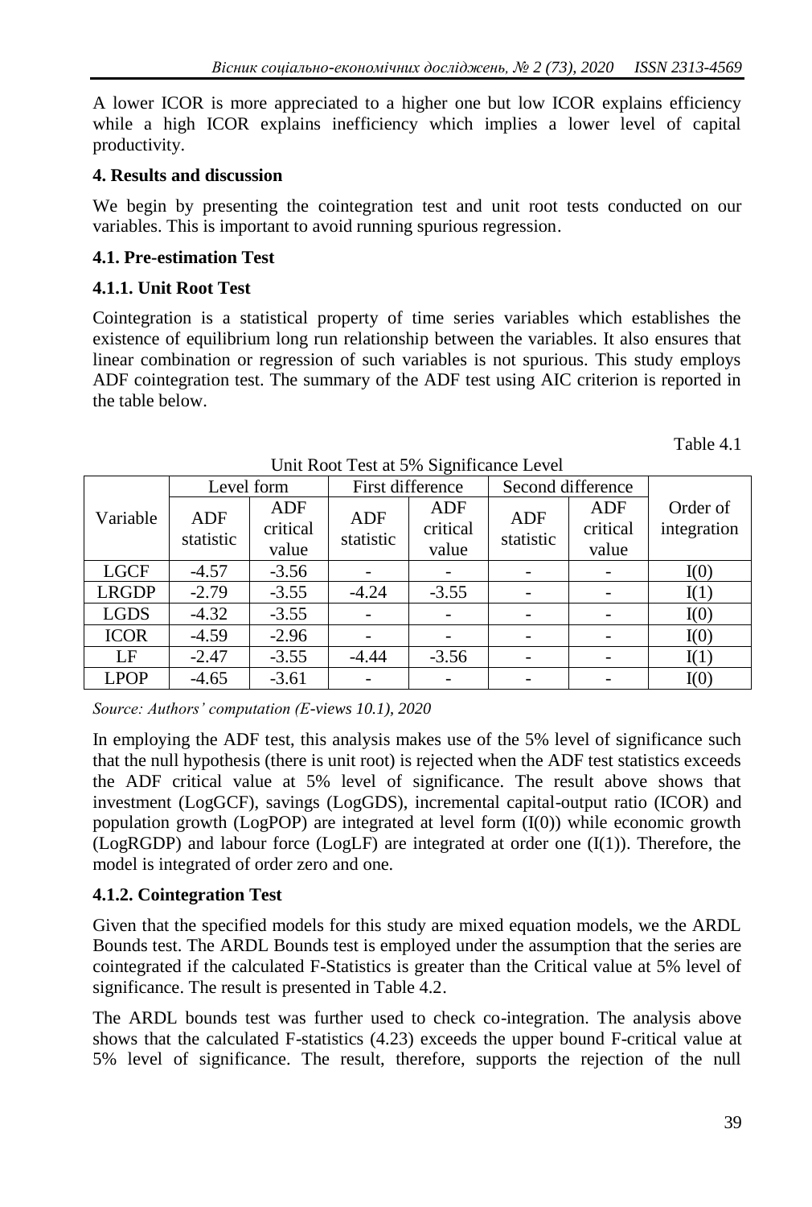A lower ICOR is more appreciated to a higher one but low ICOR explains efficiency while a high ICOR explains inefficiency which implies a lower level of capital productivity.

## 4. Results and discussion

We begin by presenting the cointegration test and unit root tests conducted on our variables. This is important to avoid running spurious regression.

### 4.1. Pre-estimation Test

#### 4.1.1. Unit Root Test

Cointegration is a statistical property of time series variables which establishes the existence of equilibrium long run relationship between the variables. It also ensures that linear combination or regression of such variables is not spurious. This study employs ADF cointegration test. The summary of the ADF test using AIC criterion is reported in the table below.

Table 4.1

Unit Root Test at 5% Significance Level

| Variable | Level form | | First difference | | Second difference | | Order of integration |
|---|---|---|---|---|---|---|---|
| | ADF statistic | ADF critical value | ADF statistic | ADF critical value | ADF statistic | ADF critical value | |
| LGCF | -4.57 | -3.56 | - | - | - | - | I(0) |
| LRGDP | -2.79 | -3.55 | -4.24 | -3.55 | - | - | I(1) |
| LGDS | -4.32 | -3.55 | - | - | - | - | I(0) |
| ICOR | -4.59 | -2.96 | - | - | - | - | I(0) |
| LF | -2.47 | -3.55 | -4.44 | -3.56 | - | - | I(1) |
| LPOP | -4.65 | -3.61 | - | - | - | - | I(0) |

*Source: Authors' computation (E-views 10.1), 2020*

In employing the ADF test, this analysis makes use of the 5% level of significance such that the null hypothesis (there is unit root) is rejected when the ADF test statistics exceeds the ADF critical value at 5% level of significance. The result above shows that investment (LogGCF), savings (LogGDS), incremental capital-output ratio (ICOR) and population growth (LogPOP) are integrated at level form (I(0)) while economic growth (LogRGDP) and labour force (LogLF) are integrated at order one (I(1)). Therefore, the model is integrated of order zero and one.

#### 4.1.2. Cointegration Test

Given that the specified models for this study are mixed equation models, we the ARDL Bounds test. The ARDL Bounds test is employed under the assumption that the series are cointegrated if the calculated F-Statistics is greater than the Critical value at 5% level of significance. The result is presented in Table 4.2.

The ARDL bounds test was further used to check co-integration. The analysis above shows that the calculated F-statistics (4.23) exceeds the upper bound F-critical value at 5% level of significance. The result, therefore, supports the rejection of the null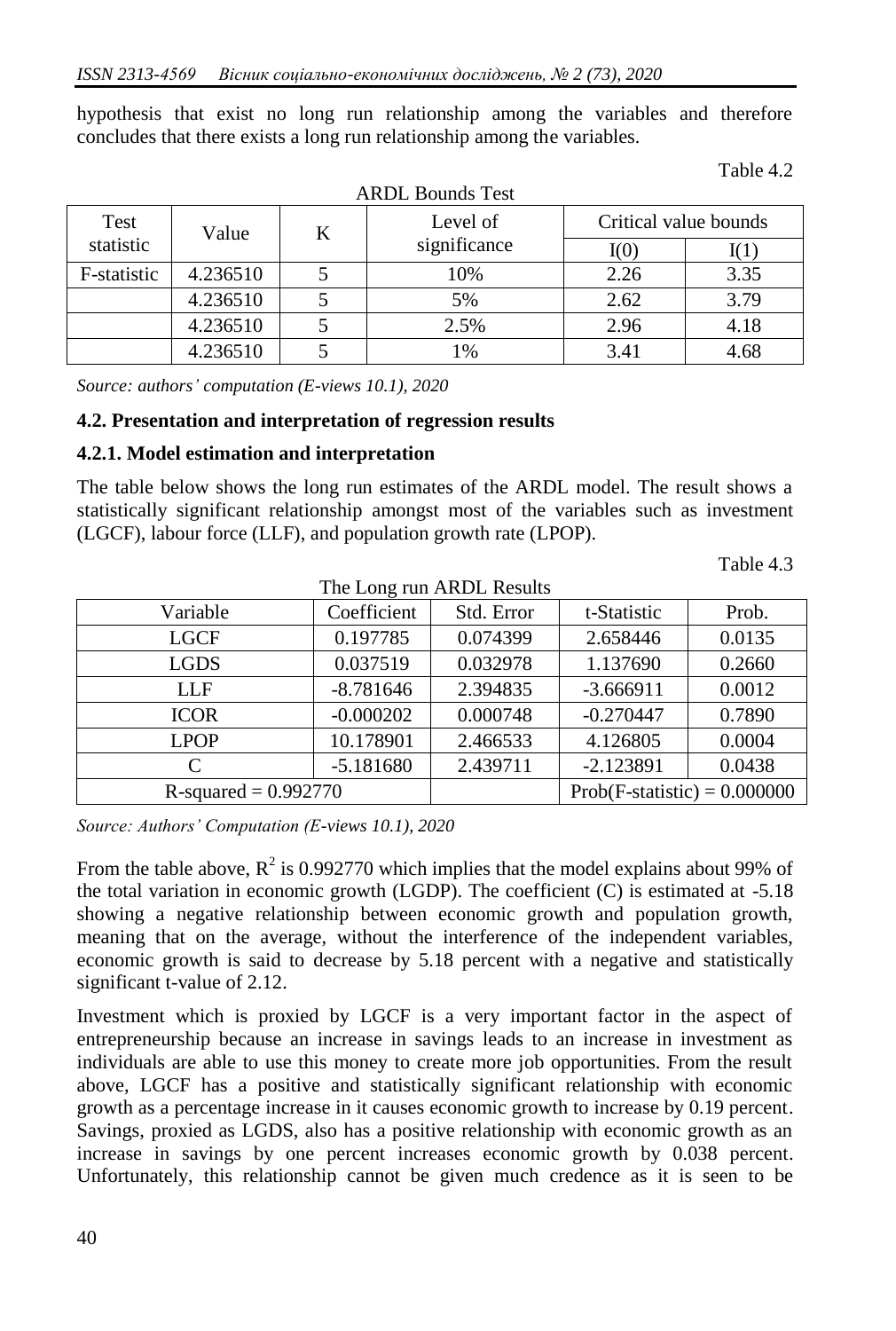hypothesis that exist no long run relationship among the variables and therefore concludes that there exists a long run relationship among the variables.

Table 4.2

ARDL Bounds Test

| Test statistic | Value | K | Level of significance | Critical value bounds | |
|---|---|---|---|---|---|
| | | | | I(0) | I(1) |
| F-statistic | 4.236510 | 5 | 10% | 2.26 | 3.35 |
| | 4.236510 | 5 | 5% | 2.62 | 3.79 |
| | 4.236510 | 5 | 2.5% | 2.96 | 4.18 |
| | 4.236510 | 5 | 1% | 3.41 | 4.68 |

*Source: authors' computation (E-views 10.1), 2020*

### 4.2. Presentation and interpretation of regression results

#### 4.2.1. Model estimation and interpretation

The table below shows the long run estimates of the ARDL model. The result shows a statistically significant relationship amongst most of the variables such as investment (LGCF), labour force (LLF), and population growth rate (LPOP).

Table 4.3

The Long run ARDL Results

| Variable | Coefficient | Std. Error | t-Statistic | Prob. |
|---|---|---|---|---|
| LGCF | 0.197785 | 0.074399 | 2.658446 | 0.0135 |
| LGDS | 0.037519 | 0.032978 | 1.137690 | 0.2660 |
| LLF | -8.781646 | 2.394835 | -3.666911 | 0.0012 |
| ICOR | -0.000202 | 0.000748 | -0.270447 | 0.7890 |
| LPOP | 10.178901 | 2.466533 | 4.126805 | 0.0004 |
| C | -5.181680 | 2.439711 | -2.123891 | 0.0438 |
| R-squared = 0.992770 | | | Prob(F-statistic) = 0.000000 | |

*Source: Authors' Computation (E-views 10.1), 2020*

From the table above, $R^2$ is 0.992770 which implies that the model explains about 99% of the total variation in economic growth (LGDP). The coefficient (C) is estimated at -5.18 showing a negative relationship between economic growth and population growth, meaning that on the average, without the interference of the independent variables, economic growth is said to decrease by 5.18 percent with a negative and statistically significant t-value of 2.12.

Investment which is proxied by LGCF is a very important factor in the aspect of entrepreneurship because an increase in savings leads to an increase in investment as individuals are able to use this money to create more job opportunities. From the result above, LGCF has a positive and statistically significant relationship with economic growth as a percentage increase in it causes economic growth to increase by 0.19 percent. Savings, proxied as LGDS, also has a positive relationship with economic growth as an increase in savings by one percent increases economic growth by 0.038 percent. Unfortunately, this relationship cannot be given much credence as it is seen to be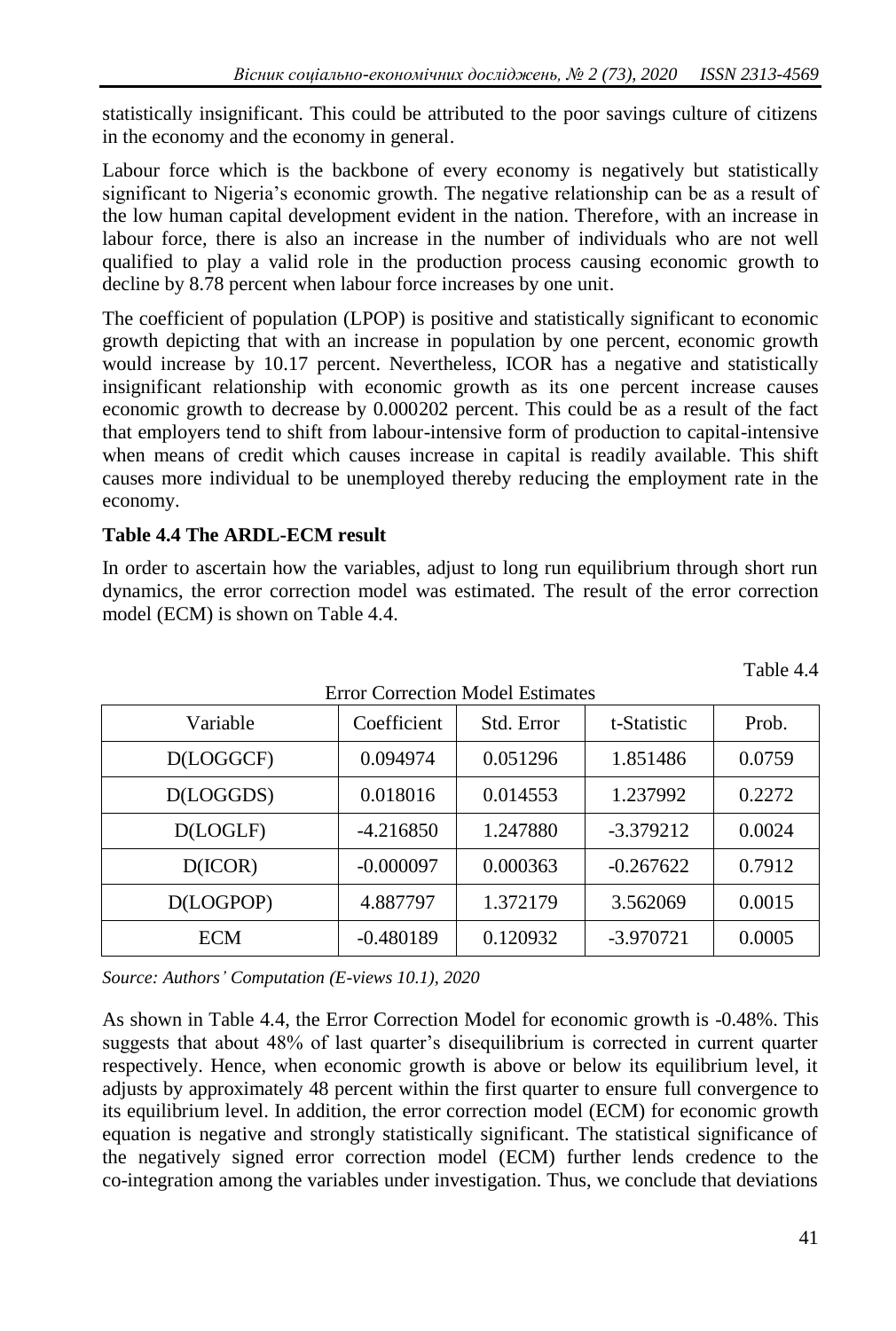statistically insignificant. This could be attributed to the poor savings culture of citizens in the economy and the economy in general.

Labour force which is the backbone of every economy is negatively but statistically significant to Nigeria's economic growth. The negative relationship can be as a result of the low human capital development evident in the nation. Therefore, with an increase in labour force, there is also an increase in the number of individuals who are not well qualified to play a valid role in the production process causing economic growth to decline by 8.78 percent when labour force increases by one unit.

The coefficient of population (LPOP) is positive and statistically significant to economic growth depicting that with an increase in population by one percent, economic growth would increase by 10.17 percent. Nevertheless, ICOR has a negative and statistically insignificant relationship with economic growth as its one percent increase causes economic growth to decrease by 0.000202 percent. This could be as a result of the fact that employers tend to shift from labour-intensive form of production to capital-intensive when means of credit which causes increase in capital is readily available. This shift causes more individual to be unemployed thereby reducing the employment rate in the economy.

**Table 4.4 The ARDL-ECM result**

In order to ascertain how the variables, adjust to long run equilibrium through short run dynamics, the error correction model was estimated. The result of the error correction model (ECM) is shown on Table 4.4.

Table 4.4

Error Correction Model Estimates

| Variable | Coefficient | Std. Error | t-Statistic | Prob. |
|---|---|---|---|---|
| D(LOGGCF) | 0.094974 | 0.051296 | 1.851486 | 0.0759 |
| D(LOGGDS) | 0.018016 | 0.014553 | 1.237992 | 0.2272 |
| D(LOGLF) | -4.216850 | 1.247880 | -3.379212 | 0.0024 |
| D(ICOR) | -0.000097 | 0.000363 | -0.267622 | 0.7912 |
| D(LOGPOP) | 4.887797 | 1.372179 | 3.562069 | 0.0015 |
| ECM | -0.480189 | 0.120932 | -3.970721 | 0.0005 |

*Source: Authors' Computation (E-views 10.1), 2020*

As shown in Table 4.4, the Error Correction Model for economic growth is -0.48%. This suggests that about 48% of last quarter's disequilibrium is corrected in current quarter respectively. Hence, when economic growth is above or below its equilibrium level, it adjusts by approximately 48 percent within the first quarter to ensure full convergence to its equilibrium level. In addition, the error correction model (ECM) for economic growth equation is negative and strongly statistically significant. The statistical significance of the negatively signed error correction model (ECM) further lends credence to the co-integration among the variables under investigation. Thus, we conclude that deviations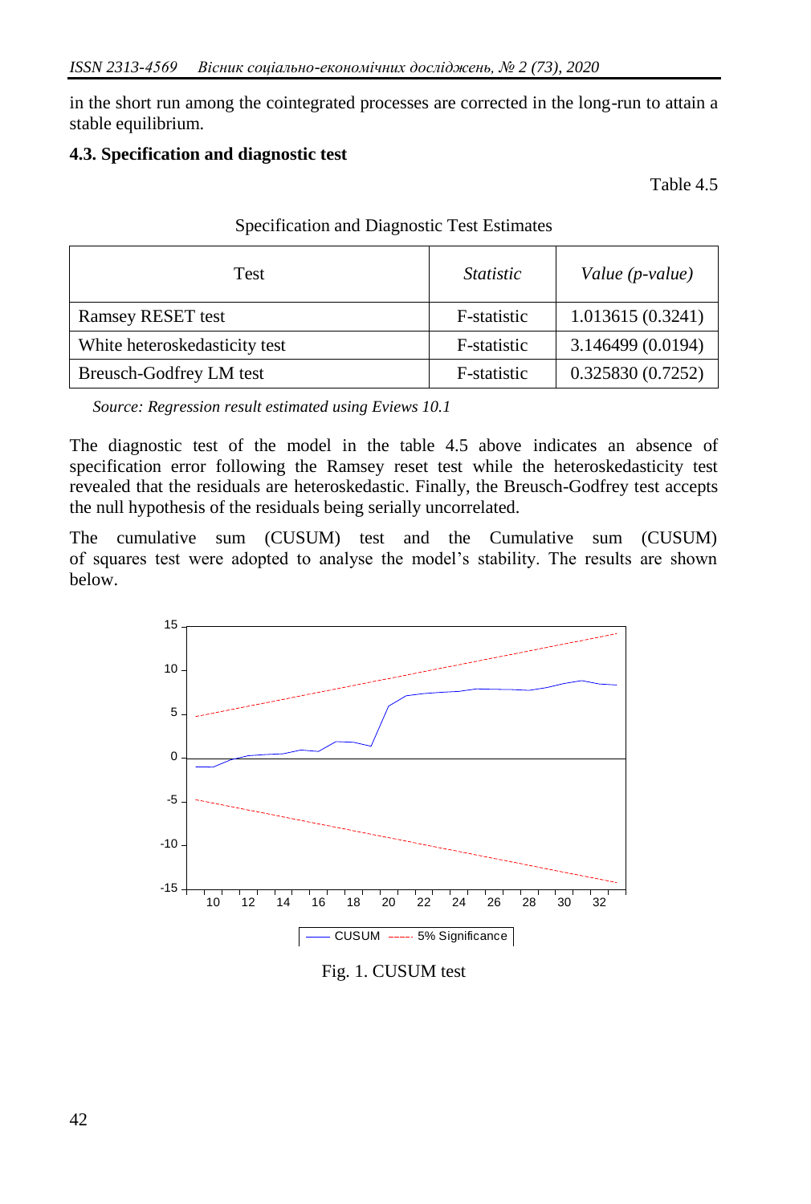in the short run among the cointegrated processes are corrected in the long-run to attain a stable equilibrium.

### 4.3. Specification and diagnostic test

Table 4.5

Specification and Diagnostic Test Estimates

| Test | *Statistic* | *Value (p-value)* |
|---|---|---|
| Ramsey RESET test | F-statistic | 1.013615 (0.3241) |
| White heteroskedasticity test | F-statistic | 3.146499 (0.0194) |
| Breusch-Godfrey LM test | F-statistic | 0.325830 (0.7252) |

*Source: Regression result estimated using Eviews 10.1*

The diagnostic test of the model in the table 4.5 above indicates an absence of specification error following the Ramsey reset test while the heteroskedasticity test revealed that the residuals are heteroskedastic. Finally, the Breusch-Godfrey test accepts the null hypothesis of the residuals being serially uncorrelated.

The cumulative sum (CUSUM) test and the Cumulative sum (CUSUM) of squares test were adopted to analyse the model's stability. The results are shown below.

Fig. 1. CUSUM test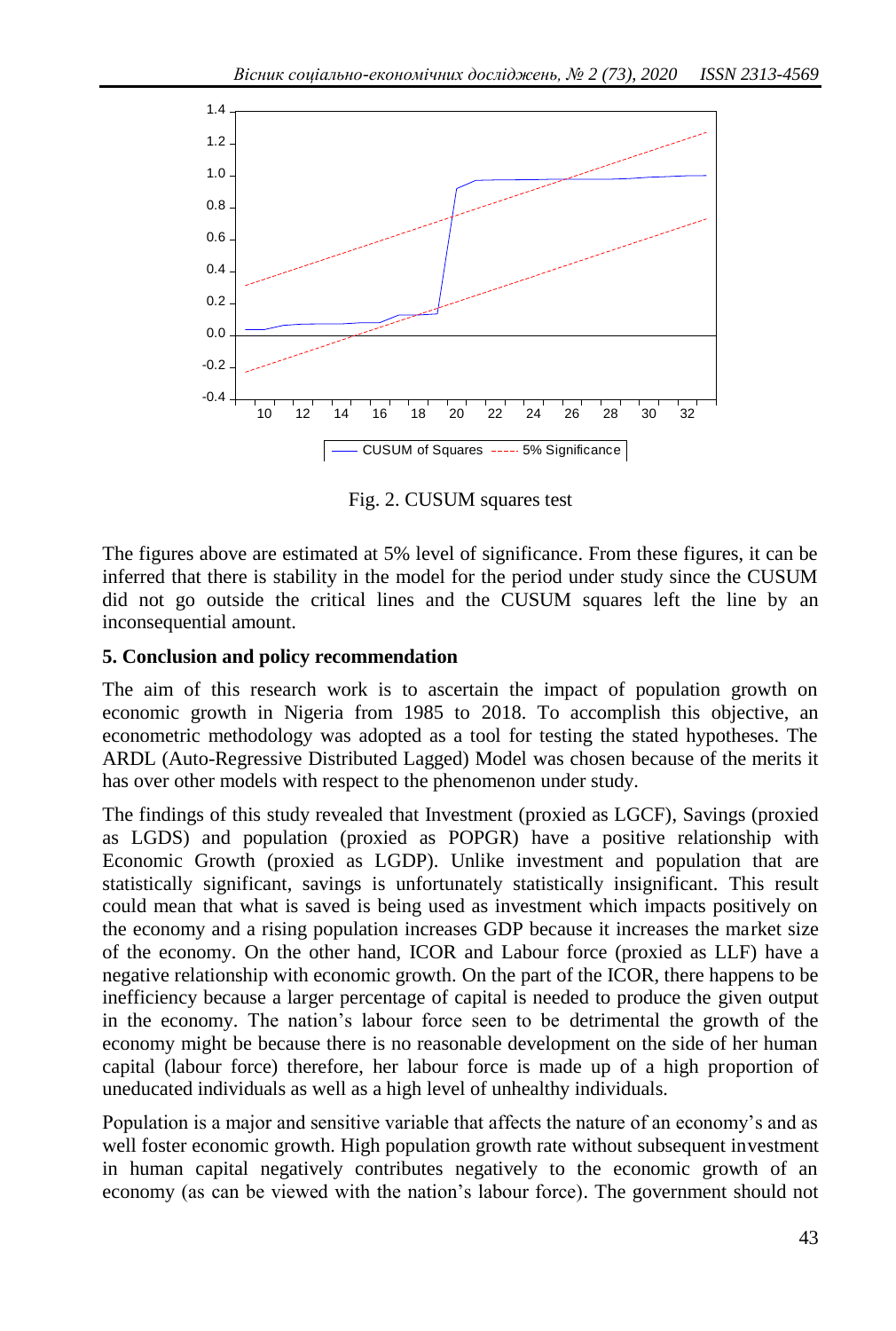Fig. 2. CUSUM squares test

The figures above are estimated at 5% level of significance. From these figures, it can be inferred that there is stability in the model for the period under study since the CUSUM did not go outside the critical lines and the CUSUM squares left the line by an inconsequential amount.

### 5. Conclusion and policy recommendation

The aim of this research work is to ascertain the impact of population growth on economic growth in Nigeria from 1985 to 2018. To accomplish this objective, an econometric methodology was adopted as a tool for testing the stated hypotheses. The ARDL (Auto-Regressive Distributed Lagged) Model was chosen because of the merits it has over other models with respect to the phenomenon under study.

The findings of this study revealed that Investment (proxied as LGCF), Savings (proxied as LGDS) and population (proxied as POPGR) have a positive relationship with Economic Growth (proxied as LGDP). Unlike investment and population that are statistically significant, savings is unfortunately statistically insignificant. This result could mean that what is saved is being used as investment which impacts positively on the economy and a rising population increases GDP because it increases the market size of the economy. On the other hand, ICOR and Labour force (proxied as LLF) have a negative relationship with economic growth. On the part of the ICOR, there happens to be inefficiency because a larger percentage of capital is needed to produce the given output in the economy. The nation's labour force seen to be detrimental the growth of the economy might be because there is no reasonable development on the side of her human capital (labour force) therefore, her labour force is made up of a high proportion of uneducated individuals as well as a high level of unhealthy individuals.

Population is a major and sensitive variable that affects the nature of an economy's and as well foster economic growth. High population growth rate without subsequent investment in human capital negatively contributes negatively to the economic growth of an economy (as can be viewed with the nation's labour force). The government should not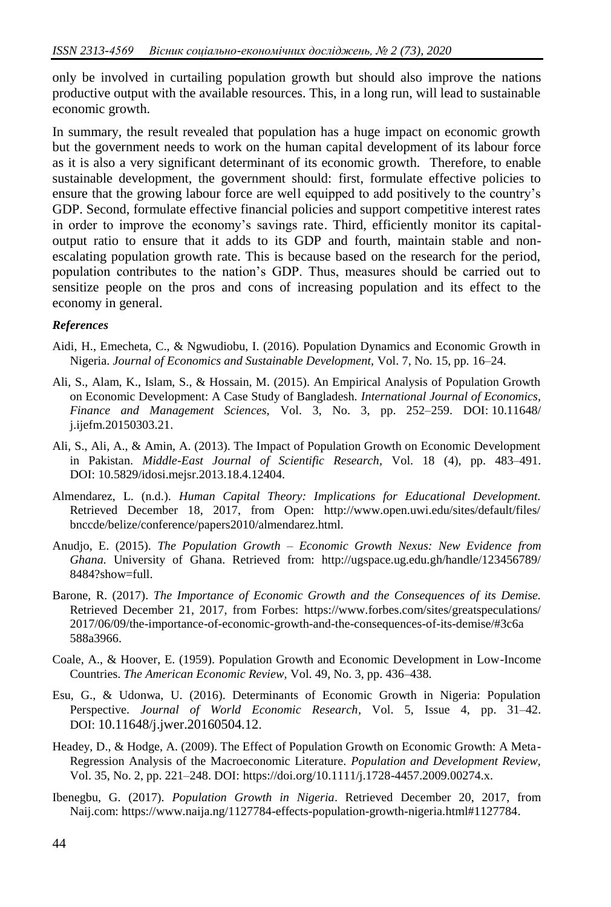only be involved in curtailing population growth but should also improve the nations productive output with the available resources. This, in a long run, will lead to sustainable economic growth.

In summary, the result revealed that population has a huge impact on economic growth but the government needs to work on the human capital development of its labour force as it is also a very significant determinant of its economic growth. Therefore, to enable sustainable development, the government should: first, formulate effective policies to ensure that the growing labour force are well equipped to add positively to the country's GDP. Second, formulate effective financial policies and support competitive interest rates in order to improve the economy's savings rate. Third, efficiently monitor its capital-output ratio to ensure that it adds to its GDP and fourth, maintain stable and non-escalating population growth rate. This is because based on the research for the period, population contributes to the nation's GDP. Thus, measures should be carried out to sensitize people on the pros and cons of increasing population and its effect to the economy in general.

### *References*

Aidi, H., Emecheta, C., & Ngwudiobu, I. (2016). Population Dynamics and Economic Growth in Nigeria. *Journal of Economics and Sustainable Development*, Vol. 7, No. 15, pp. 16–24.

Ali, S., Alam, K., Islam, S., & Hossain, M. (2015). An Empirical Analysis of Population Growth on Economic Development: A Case Study of Bangladesh. *International Journal of Economics, Finance and Management Sciences*, Vol. 3, No. 3, pp. 252–259. DOI: 10.11648/j.ijefm.20150303.21.

Ali, S., Ali, A., & Amin, A. (2013). The Impact of Population Growth on Economic Development in Pakistan. *Middle-East Journal of Scientific Research*, Vol. 18 (4), pp. 483–491. DOI: 10.5829/idosi.mejsr.2013.18.4.12404.

Almendarez, L. (n.d.). *Human Capital Theory: Implications for Educational Development.* Retrieved December 18, 2017, from Open: http://www.open.uwi.edu/sites/default/files/bnccde/belize/conference/papers2010/almendarez.html.

Anudjo, E. (2015). *The Population Growth – Economic Growth Nexus: New Evidence from Ghana.* University of Ghana. Retrieved from: http://ugspace.ug.edu.gh/handle/123456789/8484?show=full.

Barone, R. (2017). *The Importance of Economic Growth and the Consequences of its Demise.* Retrieved December 21, 2017, from Forbes: https://www.forbes.com/sites/greatspeculations/2017/06/09/the-importance-of-economic-growth-and-the-consequences-of-its-demise/#3c6a588a3966.

Coale, A., & Hoover, E. (1959). Population Growth and Economic Development in Low-Income Countries. *The American Economic Review*, Vol. 49, No. 3, pp. 436–438.

Esu, G., & Udonwa, U. (2016). Determinants of Economic Growth in Nigeria: Population Perspective. *Journal of World Economic Research*, Vol. 5, Issue 4, pp. 31–42. DOI: 10.11648/j.jwer.20160504.12.

Headey, D., & Hodge, A. (2009). The Effect of Population Growth on Economic Growth: A Meta-Regression Analysis of the Macroeconomic Literature. *Population and Development Review*, Vol. 35, No. 2, pp. 221–248. DOI: https://doi.org/10.1111/j.1728-4457.2009.00274.x.

Ibenegbu, G. (2017). *Population Growth in Nigeria*. Retrieved December 20, 2017, from Naij.com: https://www.naija.ng/1127784-effects-population-growth-nigeria.html#1127784.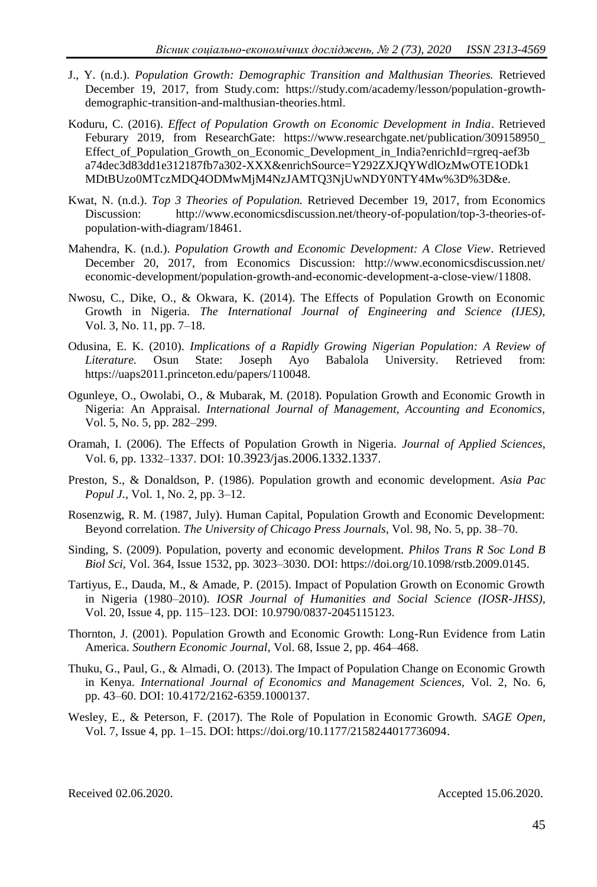J., Y. (n.d.). *Population Growth: Demographic Transition and Malthusian Theories.* Retrieved December 19, 2017, from Study.com: https://study.com/academy/lesson/population-growth-demographic-transition-and-malthusian-theories.html.

Koduru, C. (2016). *Effect of Population Growth on Economic Development in India*. Retrieved Feburary 2019, from ResearchGate: https://www.researchgate.net/publication/309158950_Effect_of_Population_Growth_on_Economic_Development_in_India?enrichId=rgreq-aef3ba74dec3d83dd1e312187fb7a302-XXX&enrichSource=Y292ZXJQYWdlOzMwOTE1ODk1MDtBUzo0MTczMDQ4ODMwMjM4NzJAMTQ3NjUwNDY0NTY4Mw%3D%3D&e.

Kwat, N. (n.d.). *Top 3 Theories of Population.* Retrieved December 19, 2017, from Economics Discussion: http://www.economicsdiscussion.net/theory-of-population/top-3-theories-of-population-with-diagram/18461.

Mahendra, K. (n.d.). *Population Growth and Economic Development: A Close View*. Retrieved December 20, 2017, from Economics Discussion: http://www.economicsdiscussion.net/economic-development/population-growth-and-economic-development-a-close-view/11808.

Nwosu, C., Dike, O., & Okwara, K. (2014). The Effects of Population Growth on Economic Growth in Nigeria. *The International Journal of Engineering and Science (IJES)*, Vol. 3, No. 11, pp. 7–18.

Odusina, E. K. (2010). *Implications of a Rapidly Growing Nigerian Population: A Review of Literature.* Osun State: Joseph Ayo Babalola University. Retrieved from: https://uaps2011.princeton.edu/papers/110048.

Ogunleye, O., Owolabi, O., & Mubarak, M. (2018). Population Growth and Economic Growth in Nigeria: An Appraisal. *International Journal of Management, Accounting and Economics*, Vol. 5, No. 5, pp. 282–299.

Oramah, I. (2006). The Effects of Population Growth in Nigeria. *Journal of Applied Sciences*, Vol. 6, pp. 1332–1337. DOI: 10.3923/jas.2006.1332.1337.

Preston, S., & Donaldson, P. (1986). Population growth and economic development. *Asia Pac Popul J.*, Vol. 1, No. 2, pp. 3–12.

Rosenzwig, R. M. (1987, July). Human Capital, Population Growth and Economic Development: Beyond correlation. *The University of Chicago Press Journals*, Vol. 98, No. 5, pp. 38–70.

Sinding, S. (2009). Population, poverty and economic development. *Philos Trans R Soc Lond B Biol Sci*, Vol. 364, Issue 1532, pp. 3023–3030. DOI: https://doi.org/10.1098/rstb.2009.0145.

Tartiyus, E., Dauda, M., & Amade, P. (2015). Impact of Population Growth on Economic Growth in Nigeria (1980–2010). *IOSR Journal of Humanities and Social Science (IOSR-JHSS)*, Vol. 20, Issue 4, pp. 115–123. DOI: 10.9790/0837-2045115123.

Thornton, J. (2001). Population Growth and Economic Growth: Long-Run Evidence from Latin America. *Southern Economic Journal*, Vol. 68, Issue 2, pp. 464–468.

Thuku, G., Paul, G., & Almadi, O. (2013). The Impact of Population Change on Economic Growth in Kenya. *International Journal of Economics and Management Sciences*, Vol. 2, No. 6, pp. 43–60. DOI: 10.4172/2162-6359.1000137.

Wesley, E., & Peterson, F. (2017). The Role of Population in Economic Growth. *SAGE Open*, Vol. 7, Issue 4, pp. 1–15. DOI: https://doi.org/10.1177/2158244017736094.

Received 02.06.2020. Accepted 15.06.2020.